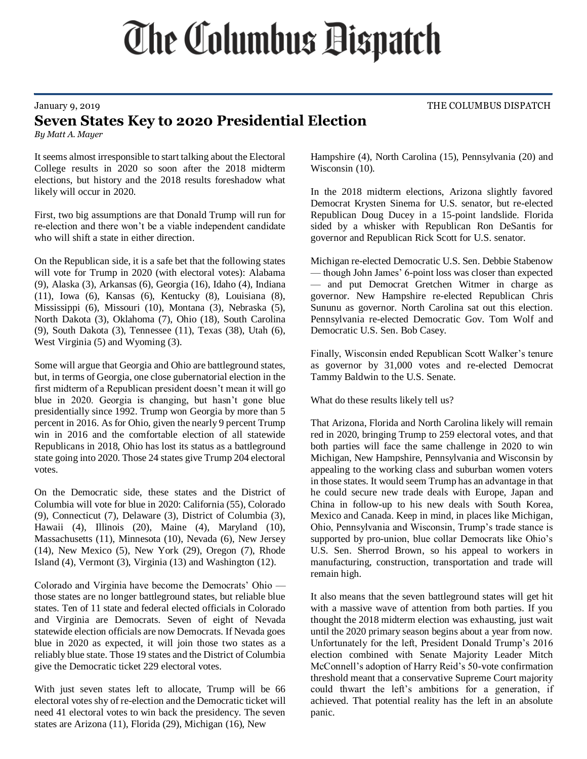# The Columbus Dispatch

January 9, 2019 THE COLUMBUS DISPATCH

## Seven States Key to 2020 Presidential Election

*By Matt A. Mayer*

It seems almost irresponsible to start talking about the Electoral College results in 2020 so soon after the 2018 midterm elections, but history and the 2018 results foreshadow what likely will occur in 2020.

First, two big assumptions are that Donald Trump will run for re-election and there won't be a viable independent candidate who will shift a state in either direction.

On the Republican side, it is a safe bet that the following states will vote for Trump in 2020 (with electoral votes): Alabama (9), Alaska (3), Arkansas (6), Georgia (16), Idaho (4), Indiana (11), Iowa (6), Kansas (6), Kentucky (8), Louisiana (8), Mississippi (6), Missouri (10), Montana (3), Nebraska (5), North Dakota (3), Oklahoma (7), Ohio (18), South Carolina (9), South Dakota (3), Tennessee (11), Texas (38), Utah (6), West Virginia (5) and Wyoming (3).

Some will argue that Georgia and Ohio are battleground states, but, in terms of Georgia, one close gubernatorial election in the first midterm of a Republican president doesn't mean it will go blue in 2020. Georgia is changing, but hasn't gone blue presidentially since 1992. Trump won Georgia by more than 5 percent in 2016. As for Ohio, given the nearly 9 percent Trump win in 2016 and the comfortable election of all statewide Republicans in 2018, Ohio has lost its status as a battleground state going into 2020. Those 24 states give Trump 204 electoral votes.

On the Democratic side, these states and the District of Columbia will vote for blue in 2020: California (55), Colorado (9), Connecticut (7), Delaware (3), District of Columbia (3), Hawaii (4), Illinois (20), Maine (4), Maryland (10), Massachusetts (11), Minnesota (10), Nevada (6), New Jersey (14), New Mexico (5), New York (29), Oregon (7), Rhode Island (4), Vermont (3), Virginia (13) and Washington (12).

Colorado and Virginia have become the Democrats' Ohio — those states are no longer battleground states, but reliable blue states. Ten of 11 state and federal elected officials in Colorado and Virginia are Democrats. Seven of eight of Nevada statewide election officials are now Democrats. If Nevada goes blue in 2020 as expected, it will join those two states as a reliably blue state. Those 19 states and the District of Columbia give the Democratic ticket 229 electoral votes.

With just seven states left to allocate, Trump will be 66 electoral votes shy of re-election and the Democratic ticket will need 41 electoral votes to win back the presidency. The seven states are Arizona (11), Florida (29), Michigan (16), New Hampshire (4), North Carolina (15), Pennsylvania (20) and Wisconsin (10).

In the 2018 midterm elections, Arizona slightly favored Democrat Krysten Sinema for U.S. senator, but re-elected Republican Doug Ducey in a 15-point landslide. Florida sided by a whisker with Republican Ron DeSantis for governor and Republican Rick Scott for U.S. senator.

Michigan re-elected Democratic U.S. Sen. Debbie Stabenow — though John James' 6-point loss was closer than expected — and put Democrat Gretchen Witmer in charge as governor. New Hampshire re-elected Republican Chris Sununu as governor. North Carolina sat out this election. Pennsylvania re-elected Democratic Gov. Tom Wolf and Democratic U.S. Sen. Bob Casey.

Finally, Wisconsin ended Republican Scott Walker's tenure as governor by 31,000 votes and re-elected Democrat Tammy Baldwin to the U.S. Senate.

What do these results likely tell us?

That Arizona, Florida and North Carolina likely will remain red in 2020, bringing Trump to 259 electoral votes, and that both parties will face the same challenge in 2020 to win Michigan, New Hampshire, Pennsylvania and Wisconsin by appealing to the working class and suburban women voters in those states. It would seem Trump has an advantage in that he could secure new trade deals with Europe, Japan and China in follow-up to his new deals with South Korea, Mexico and Canada. Keep in mind, in places like Michigan, Ohio, Pennsylvania and Wisconsin, Trump's trade stance is supported by pro-union, blue collar Democrats like Ohio's U.S. Sen. Sherrod Brown, so his appeal to workers in manufacturing, construction, transportation and trade will remain high.

It also means that the seven battleground states will get hit with a massive wave of attention from both parties. If you thought the 2018 midterm election was exhausting, just wait until the 2020 primary season begins about a year from now. Unfortunately for the left, President Donald Trump's 2016 election combined with Senate Majority Leader Mitch McConnell's adoption of Harry Reid's 50-vote confirmation threshold meant that a conservative Supreme Court majority could thwart the left's ambitions for a generation, if achieved. That potential reality has the left in an absolute panic.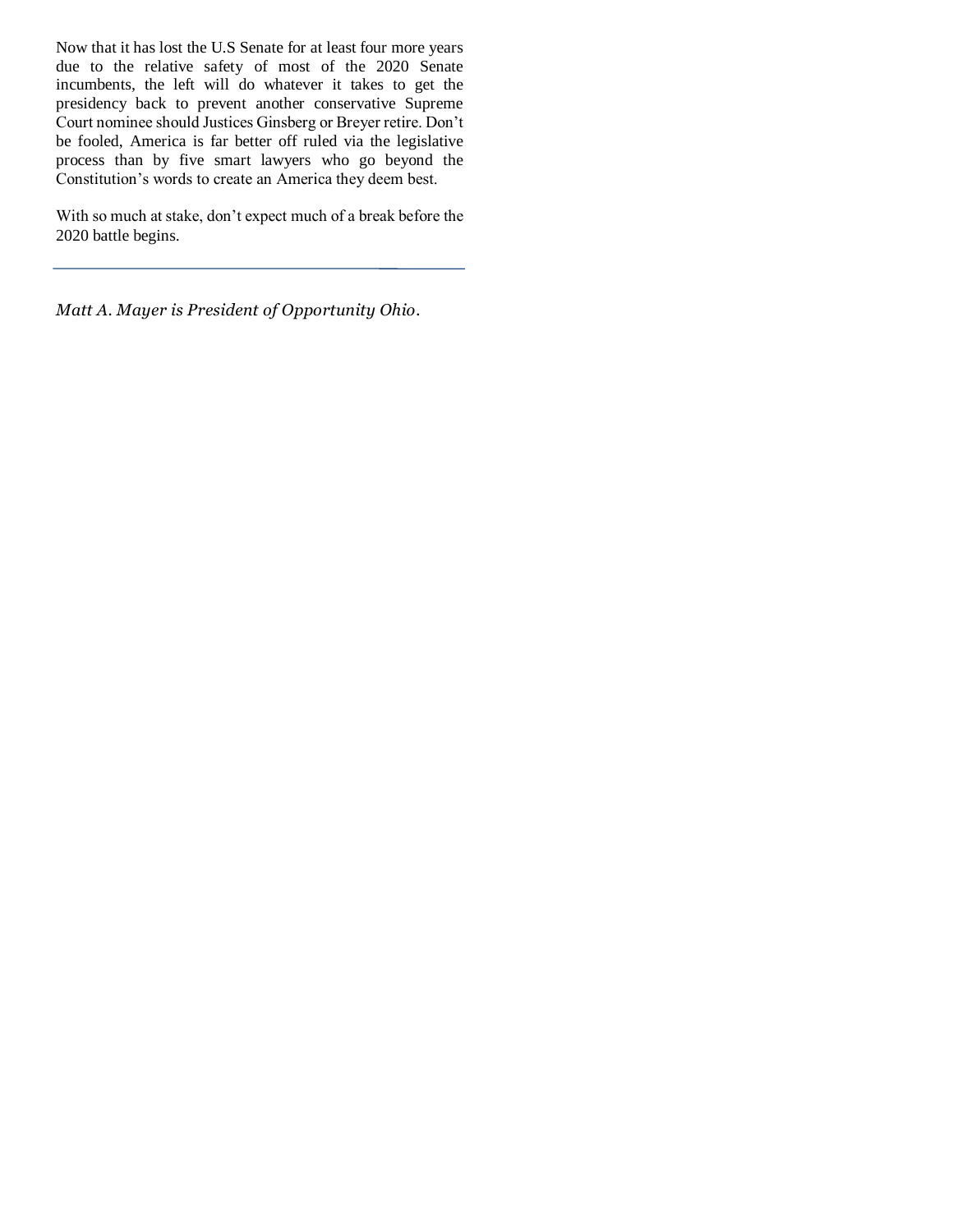Now that it has lost the U.S Senate for at least four more years due to the relative safety of most of the 2020 Senate incumbents, the left will do whatever it takes to get the presidency back to prevent another conservative Supreme Court nominee should Justices Ginsberg or Breyer retire. Don't be fooled, America is far better off ruled via the legislative process than by five smart lawyers who go beyond the Constitution's words to create an America they deem best.

With so much at stake, don't expect much of a break before the 2020 battle begins.

---

*Matt A. Mayer is President of Opportunity Ohio.*